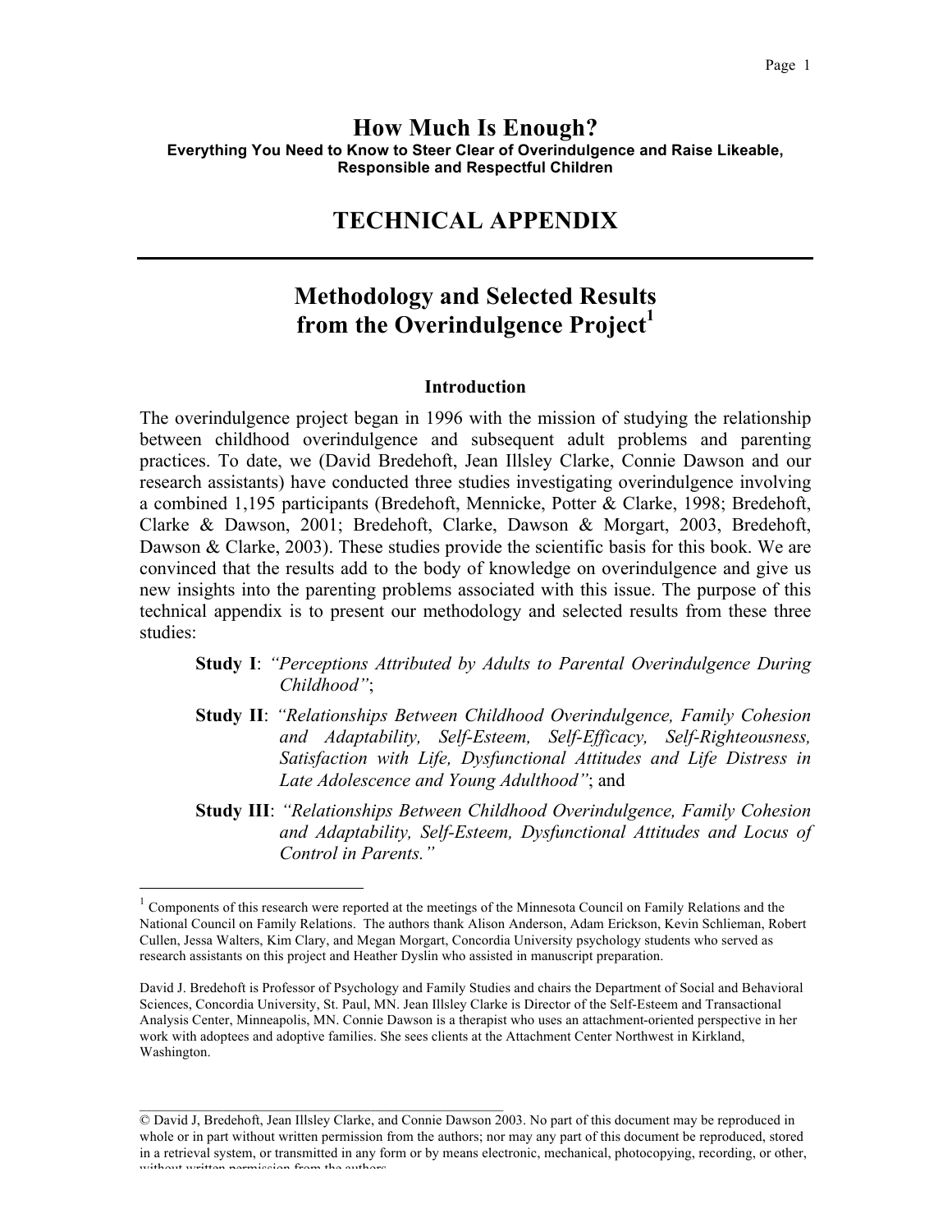# How Much Is Enough?

**Everything You Need to Know to Steer Clear of Overindulgence and Raise Likeable, Responsible and Respectful Children**

# TECHNICAL APPENDIX

## Methodology and Selected Results from the Overindulgence Project[1]

### Introduction

The overindulgence project began in 1996 with the mission of studying the relationship between childhood overindulgence and subsequent adult problems and parenting practices. To date, we (David Bredehoft, Jean Illsley Clarke, Connie Dawson and our research assistants) have conducted three studies investigating overindulgence involving a combined 1,195 participants (Bredehoft, Mennicke, Potter & Clarke, 1998; Bredehoft, Clarke & Dawson, 2001; Bredehoft, Clarke, Dawson & Morgart, 2003, Bredehoft, Dawson & Clarke, 2003). These studies provide the scientific basis for this book. We are convinced that the results add to the body of knowledge on overindulgence and give us new insights into the parenting problems associated with this issue. The purpose of this technical appendix is to present our methodology and selected results from these three studies:

- **Study I**: *"Perceptions Attributed by Adults to Parental Overindulgence During Childhood"*;
- **Study II**: *"Relationships Between Childhood Overindulgence, Family Cohesion and Adaptability, Self-Esteem, Self-Efficacy, Self-Righteousness, Satisfaction with Life, Dysfunctional Attitudes and Life Distress in Late Adolescence and Young Adulthood"*; and
- **Study III**: *"Relationships Between Childhood Overindulgence, Family Cohesion and Adaptability, Self-Esteem, Dysfunctional Attitudes and Locus of Control in Parents."*

---

[1] Components of this research were reported at the meetings of the Minnesota Council on Family Relations and the National Council on Family Relations. The authors thank Alison Anderson, Adam Erickson, Kevin Schlieman, Robert Cullen, Jessa Walters, Kim Clary, and Megan Morgart, Concordia University psychology students who served as research assistants on this project and Heather Dyslin who assisted in manuscript preparation.

David J. Bredehoft is Professor of Psychology and Family Studies and chairs the Department of Social and Behavioral Sciences, Concordia University, St. Paul, MN. Jean Illsley Clarke is Director of the Self-Esteem and Transactional Analysis Center, Minneapolis, MN. Connie Dawson is a therapist who uses an attachment-oriented perspective in her work with adoptees and adoptive families. She sees clients at the Attachment Center Northwest in Kirkland, Washington.

© David J, Bredehoft, Jean Illsley Clarke, and Connie Dawson 2003. No part of this document may be reproduced in whole or in part without written permission from the authors; nor may any part of this document be reproduced, stored in a retrieval system, or transmitted in any form or by means electronic, mechanical, photocopying, recording, or other, without written permission from the authors.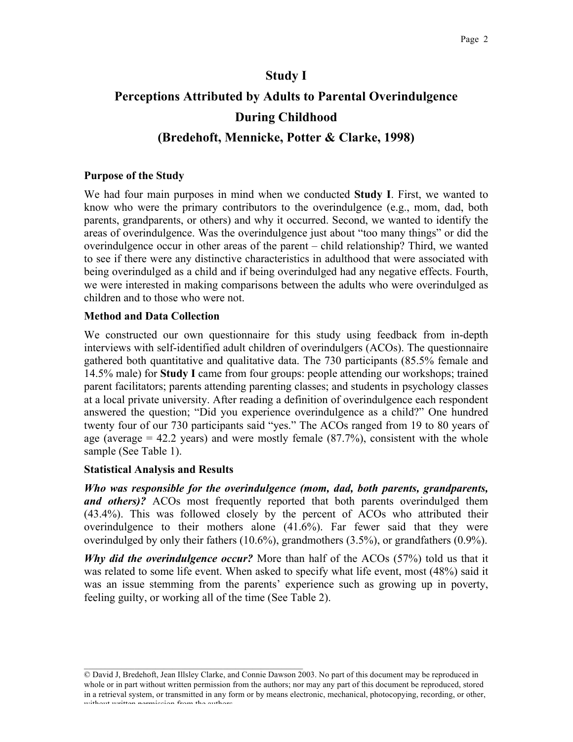# Study I

# Perceptions Attributed by Adults to Parental Overindulgence During Childhood

# (Bredehoft, Mennicke, Potter & Clarke, 1998)

### Purpose of the Study

We had four main purposes in mind when we conducted **Study I**. First, we wanted to know who were the primary contributors to the overindulgence (e.g., mom, dad, both parents, grandparents, or others) and why it occurred. Second, we wanted to identify the areas of overindulgence. Was the overindulgence just about "too many things" or did the overindulgence occur in other areas of the parent – child relationship? Third, we wanted to see if there were any distinctive characteristics in adulthood that were associated with being overindulged as a child and if being overindulged had any negative effects. Fourth, we were interested in making comparisons between the adults who were overindulged as children and to those who were not.

### Method and Data Collection

We constructed our own questionnaire for this study using feedback from in-depth interviews with self-identified adult children of overindulgers (ACOs). The questionnaire gathered both quantitative and qualitative data. The 730 participants (85.5% female and 14.5% male) for **Study I** came from four groups: people attending our workshops; trained parent facilitators; parents attending parenting classes; and students in psychology classes at a local private university. After reading a definition of overindulgence each respondent answered the question; "Did you experience overindulgence as a child?" One hundred twenty four of our 730 participants said "yes." The ACOs ranged from 19 to 80 years of age (average = 42.2 years) and were mostly female (87.7%), consistent with the whole sample (See Table 1).

### Statistical Analysis and Results

***Who was responsible for the overindulgence (mom, dad, both parents, grandparents, and others)?*** ACOs most frequently reported that both parents overindulged them (43.4%). This was followed closely by the percent of ACOs who attributed their overindulgence to their mothers alone (41.6%). Far fewer said that they were overindulged by only their fathers (10.6%), grandmothers (3.5%), or grandfathers (0.9%).

***Why did the overindulgence occur?*** More than half of the ACOs (57%) told us that it was related to some life event. When asked to specify what life event, most (48%) said it was an issue stemming from the parents' experience such as growing up in poverty, feeling guilty, or working all of the time (See Table 2).

© David J, Bredehoft, Jean Illsley Clarke, and Connie Dawson 2003. No part of this document may be reproduced in whole or in part without written permission from the authors; nor may any part of this document be reproduced, stored in a retrieval system, or transmitted in any form or by means electronic, mechanical, photocopying, recording, or other, without written permission from the authors.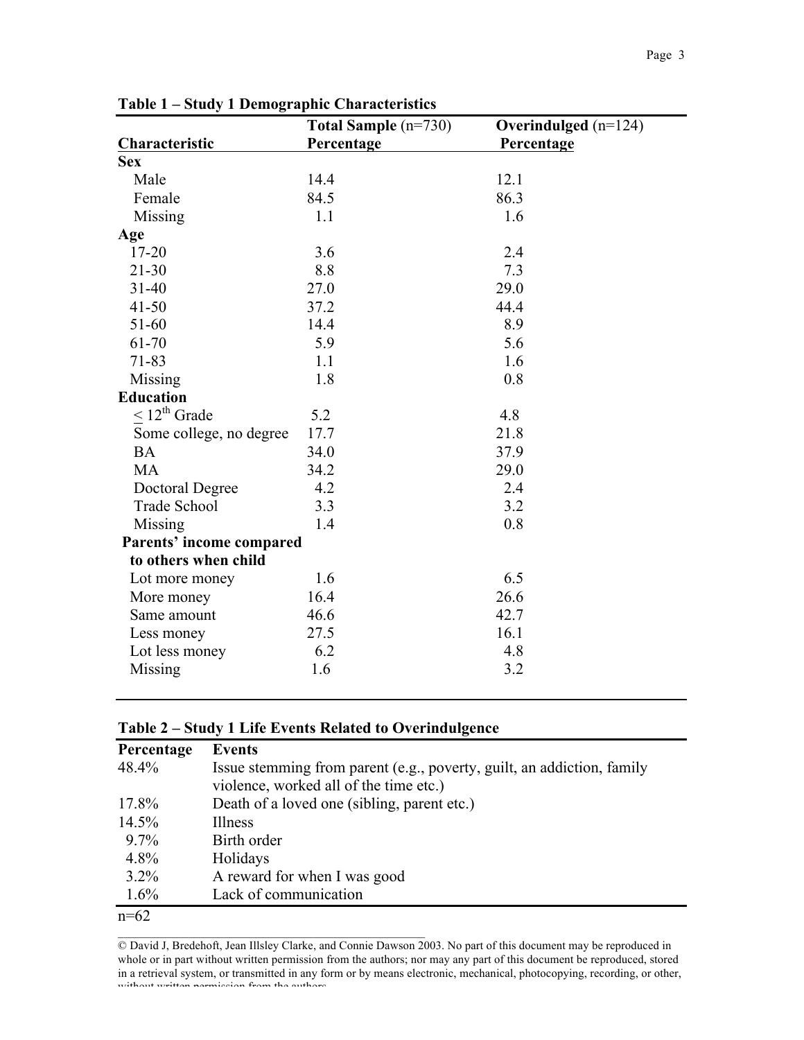**Table 1 – Study 1 Demographic Characteristics**

| Characteristic | Total Sample (n=730) Percentage | Overindulged (n=124) Percentage |
|---|---|---|
| **Sex** | | |
| Male | 14.4 | 12.1 |
| Female | 84.5 | 86.3 |
| Missing | 1.1 | 1.6 |
| **Age** | | |
| 17-20 | 3.6 | 2.4 |
| 21-30 | 8.8 | 7.3 |
| 31-40 | 27.0 | 29.0 |
| 41-50 | 37.2 | 44.4 |
| 51-60 | 14.4 | 8.9 |
| 61-70 | 5.9 | 5.6 |
| 71-83 | 1.1 | 1.6 |
| Missing | 1.8 | 0.8 |
| **Education** | | |
| $\leq$ 12th Grade | 5.2 | 4.8 |
| Some college, no degree | 17.7 | 21.8 |
| BA | 34.0 | 37.9 |
| MA | 34.2 | 29.0 |
| Doctoral Degree | 4.2 | 2.4 |
| Trade School | 3.3 | 3.2 |
| Missing | 1.4 | 0.8 |
| **Parents' income compared to others when child** | | |
| Lot more money | 1.6 | 6.5 |
| More money | 16.4 | 26.6 |
| Same amount | 46.6 | 42.7 |
| Less money | 27.5 | 16.1 |
| Lot less money | 6.2 | 4.8 |
| Missing | 1.6 | 3.2 |

**Table 2 – Study 1 Life Events Related to Overindulgence**

| Percentage | Events |
|---|---|
| 48.4% | Issue stemming from parent (e.g., poverty, guilt, an addiction, family violence, worked all of the time etc.) |
| 17.8% | Death of a loved one (sibling, parent etc.) |
| 14.5% | Illness |
| 9.7% | Birth order |
| 4.8% | Holidays |
| 3.2% | A reward for when I was good |
| 1.6% | Lack of communication |

n=62

© David J, Bredehoft, Jean Illsley Clarke, and Connie Dawson 2003. No part of this document may be reproduced in whole or in part without written permission from the authors; nor may any part of this document be reproduced, stored in a retrieval system, or transmitted in any form or by means electronic, mechanical, photocopying, recording, or other, without written permission from the authors.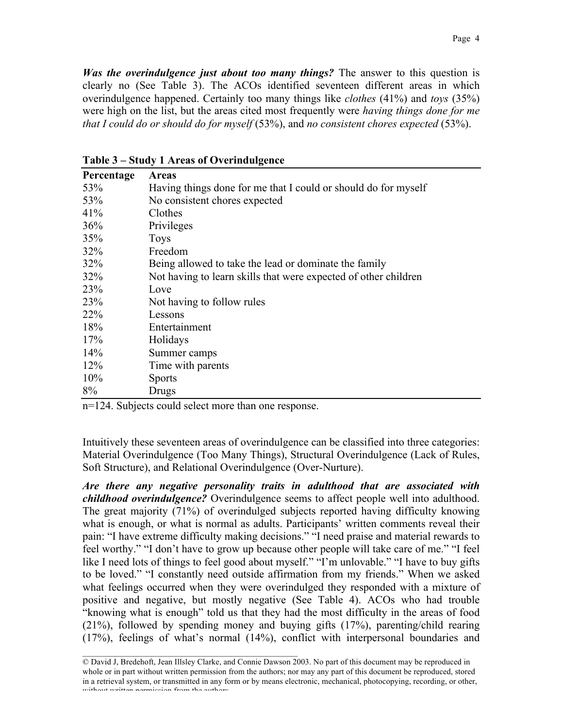***Was the overindulgence just about too many things?*** The answer to this question is clearly no (See Table 3). The ACOs identified seventeen different areas in which overindulgence happened. Certainly too many things like *clothes* (41%) and *toys* (35%) were high on the list, but the areas cited most frequently were *having things done for me that I could do or should do for myself* (53%), and *no consistent chores expected* (53%).

**Table 3 – Study 1 Areas of Overindulgence**

| Percentage | Areas |
|---|---|
| 53% | Having things done for me that I could or should do for myself |
| 53% | No consistent chores expected |
| 41% | Clothes |
| 36% | Privileges |
| 35% | Toys |
| 32% | Freedom |
| 32% | Being allowed to take the lead or dominate the family |
| 32% | Not having to learn skills that were expected of other children |
| 23% | Love |
| 23% | Not having to follow rules |
| 22% | Lessons |
| 18% | Entertainment |
| 17% | Holidays |
| 14% | Summer camps |
| 12% | Time with parents |
| 10% | Sports |
| 8% | Drugs |

n=124. Subjects could select more than one response.

Intuitively these seventeen areas of overindulgence can be classified into three categories: Material Overindulgence (Too Many Things), Structural Overindulgence (Lack of Rules, Soft Structure), and Relational Overindulgence (Over-Nurture).

***Are there any negative personality traits in adulthood that are associated with childhood overindulgence?*** Overindulgence seems to affect people well into adulthood. The great majority (71%) of overindulged subjects reported having difficulty knowing what is enough, or what is normal as adults. Participants' written comments reveal their pain: "I have extreme difficulty making decisions." "I need praise and material rewards to feel worthy." "I don't have to grow up because other people will take care of me." "I feel like I need lots of things to feel good about myself." "I'm unlovable." "I have to buy gifts to be loved." "I constantly need outside affirmation from my friends." When we asked what feelings occurred when they were overindulged they responded with a mixture of positive and negative, but mostly negative (See Table 4). ACOs who had trouble "knowing what is enough" told us that they had the most difficulty in the areas of food (21%), followed by spending money and buying gifts (17%), parenting/child rearing (17%), feelings of what's normal (14%), conflict with interpersonal boundaries and

© David J, Bredehoft, Jean Illsley Clarke, and Connie Dawson 2003. No part of this document may be reproduced in whole or in part without written permission from the authors; nor may any part of this document be reproduced, stored in a retrieval system, or transmitted in any form or by means electronic, mechanical, photocopying, recording, or other, without written permission from the authors.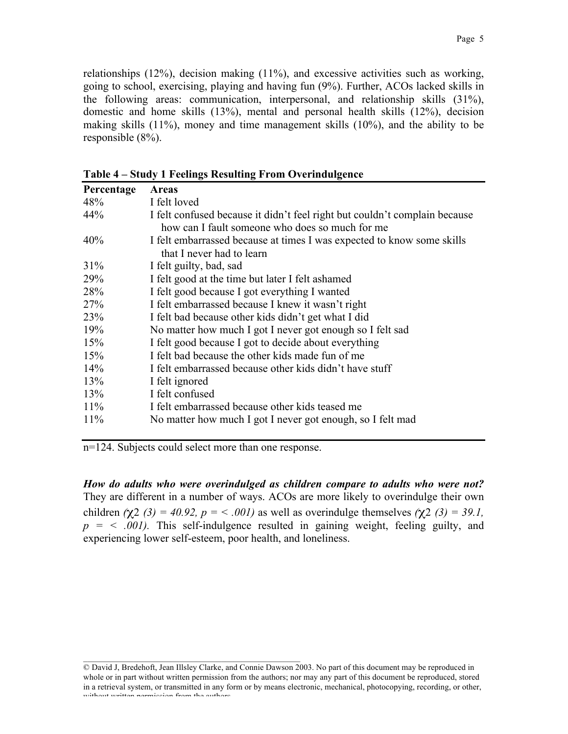relationships (12%), decision making (11%), and excessive activities such as working, going to school, exercising, playing and having fun (9%). Further, ACOs lacked skills in the following areas: communication, interpersonal, and relationship skills (31%), domestic and home skills (13%), mental and personal health skills (12%), decision making skills (11%), money and time management skills (10%), and the ability to be responsible (8%).

**Table 4 – Study 1 Feelings Resulting From Overindulgence**

| Percentage | Areas |
|---|---|
| 48% | I felt loved |
| 44% | I felt confused because it didn't feel right but couldn't complain because how can I fault someone who does so much for me |
| 40% | I felt embarrassed because at times I was expected to know some skills that I never had to learn |
| 31% | I felt guilty, bad, sad |
| 29% | I felt good at the time but later I felt ashamed |
| 28% | I felt good because I got everything I wanted |
| 27% | I felt embarrassed because I knew it wasn't right |
| 23% | I felt bad because other kids didn't get what I did |
| 19% | No matter how much I got I never got enough so I felt sad |
| 15% | I felt good because I got to decide about everything |
| 15% | I felt bad because the other kids made fun of me |
| 14% | I felt embarrassed because other kids didn't have stuff |
| 13% | I felt ignored |
| 13% | I felt confused |
| 11% | I felt embarrassed because other kids teased me |
| 11% | No matter how much I got I never got enough, so I felt mad |

n=124. Subjects could select more than one response.

***How do adults who were overindulged as children compare to adults who were not?*** They are different in a number of ways. ACOs are more likely to overindulge their own children *($\chi^2$ (3) = 40.92, p = < .001)* as well as overindulge themselves *($\chi^2$ (3) = 39.1, p = < .001)*. This self-indulgence resulted in gaining weight, feeling guilty, and experiencing lower self-esteem, poor health, and loneliness.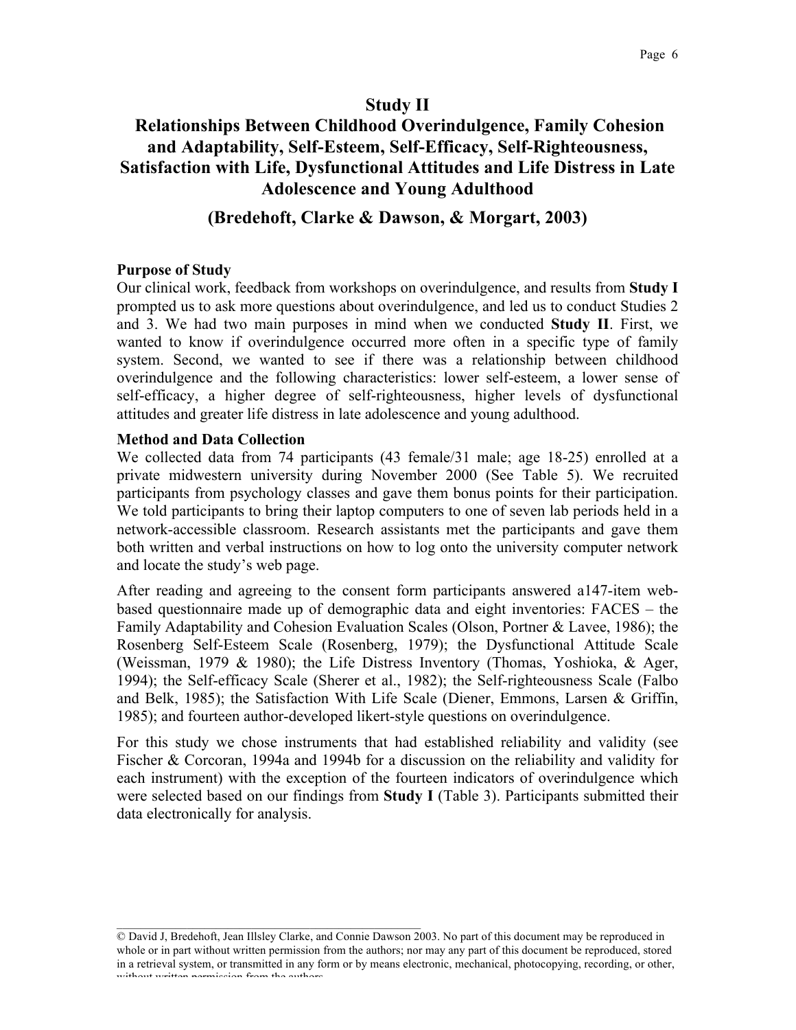# Study II

# Relationships Between Childhood Overindulgence, Family Cohesion and Adaptability, Self-Esteem, Self-Efficacy, Self-Righteousness, Satisfaction with Life, Dysfunctional Attitudes and Life Distress in Late Adolescence and Young Adulthood

## (Bredehoft, Clarke & Dawson, & Morgart, 2003)

**Purpose of Study**

Our clinical work, feedback from workshops on overindulgence, and results from **Study I** prompted us to ask more questions about overindulgence, and led us to conduct Studies 2 and 3. We had two main purposes in mind when we conducted **Study II**. First, we wanted to know if overindulgence occurred more often in a specific type of family system. Second, we wanted to see if there was a relationship between childhood overindulgence and the following characteristics: lower self-esteem, a lower sense of self-efficacy, a higher degree of self-righteousness, higher levels of dysfunctional attitudes and greater life distress in late adolescence and young adulthood.

**Method and Data Collection**

We collected data from 74 participants (43 female/31 male; age 18-25) enrolled at a private midwestern university during November 2000 (See Table 5). We recruited participants from psychology classes and gave them bonus points for their participation. We told participants to bring their laptop computers to one of seven lab periods held in a network-accessible classroom. Research assistants met the participants and gave them both written and verbal instructions on how to log onto the university computer network and locate the study's web page.

After reading and agreeing to the consent form participants answered a147-item web-based questionnaire made up of demographic data and eight inventories: FACES – the Family Adaptability and Cohesion Evaluation Scales (Olson, Portner & Lavee, 1986); the Rosenberg Self-Esteem Scale (Rosenberg, 1979); the Dysfunctional Attitude Scale (Weissman, 1979 & 1980); the Life Distress Inventory (Thomas, Yoshioka, & Ager, 1994); the Self-efficacy Scale (Sherer et al., 1982); the Self-righteousness Scale (Falbo and Belk, 1985); the Satisfaction With Life Scale (Diener, Emmons, Larsen & Griffin, 1985); and fourteen author-developed likert-style questions on overindulgence.

For this study we chose instruments that had established reliability and validity (see Fischer & Corcoran, 1994a and 1994b for a discussion on the reliability and validity for each instrument) with the exception of the fourteen indicators of overindulgence which were selected based on our findings from **Study I** (Table 3). Participants submitted their data electronically for analysis.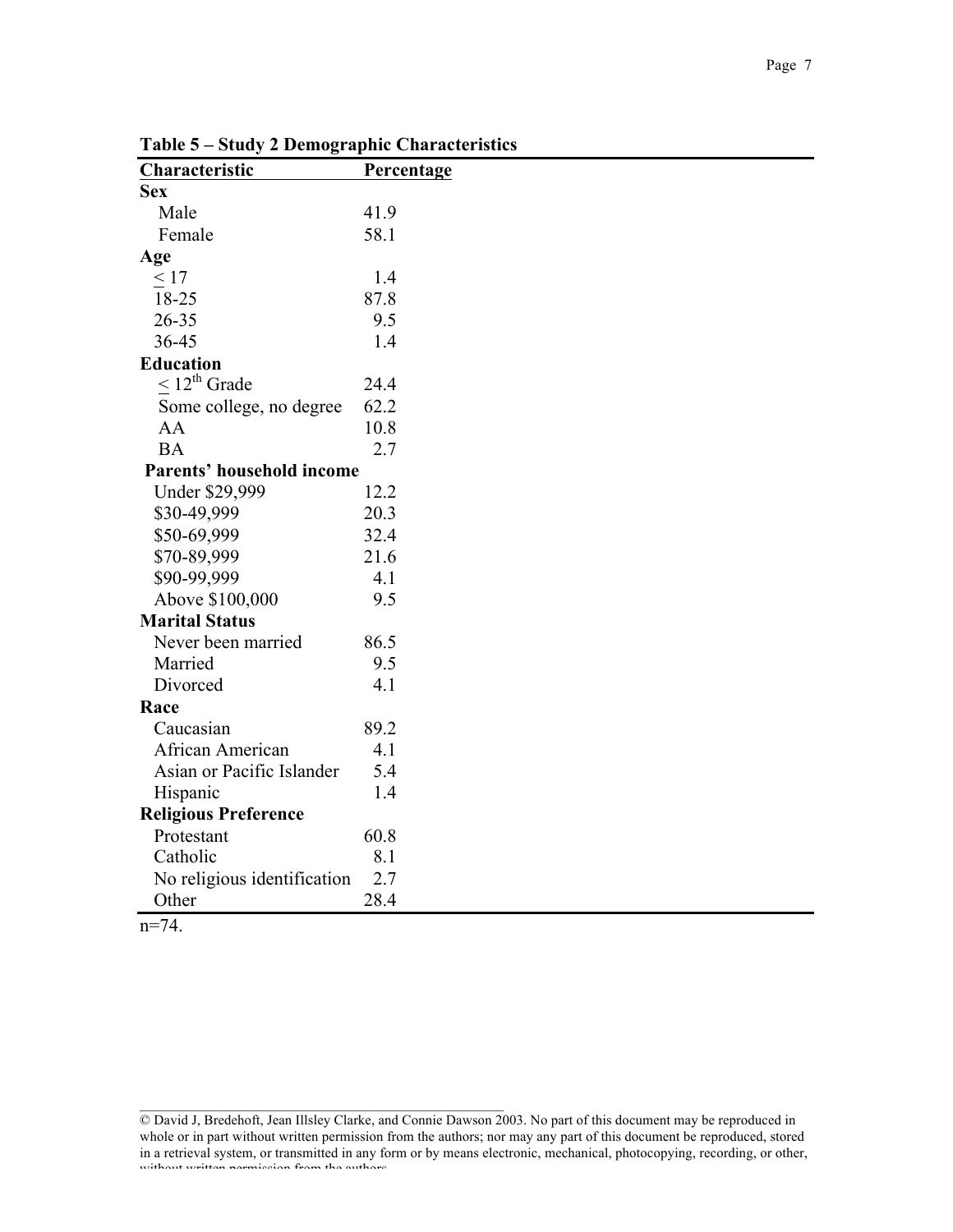**Table 5 – Study 2 Demographic Characteristics**

| Characteristic | Percentage |
|---|---|
| **Sex** | |
| Male | 41.9 |
| Female | 58.1 |
| **Age** | |
| ≤ 17 | 1.4 |
| 18-25 | 87.8 |
| 26-35 | 9.5 |
| 36-45 | 1.4 |
| **Education** | |
| ≤ 12th Grade | 24.4 |
| Some college, no degree | 62.2 |
| AA | 10.8 |
| BA | 2.7 |
| **Parents' household income** | |
| Under $29,999 | 12.2 |
| $30-49,999 | 20.3 |
| $50-69,999 | 32.4 |
| $70-89,999 | 21.6 |
| $90-99,999 | 4.1 |
| Above $100,000 | 9.5 |
| **Marital Status** | |
| Never been married | 86.5 |
| Married | 9.5 |
| Divorced | 4.1 |
| **Race** | |
| Caucasian | 89.2 |
| African American | 4.1 |
| Asian or Pacific Islander | 5.4 |
| Hispanic | 1.4 |
| **Religious Preference** | |
| Protestant | 60.8 |
| Catholic | 8.1 |
| No religious identification | 2.7 |
| Other | 28.4 |

n=74.

© David J, Bredehoft, Jean Illsley Clarke, and Connie Dawson 2003. No part of this document may be reproduced in whole or in part without written permission from the authors; nor may any part of this document be reproduced, stored in a retrieval system, or transmitted in any form or by means electronic, mechanical, photocopying, recording, or other, without written permission from the authors.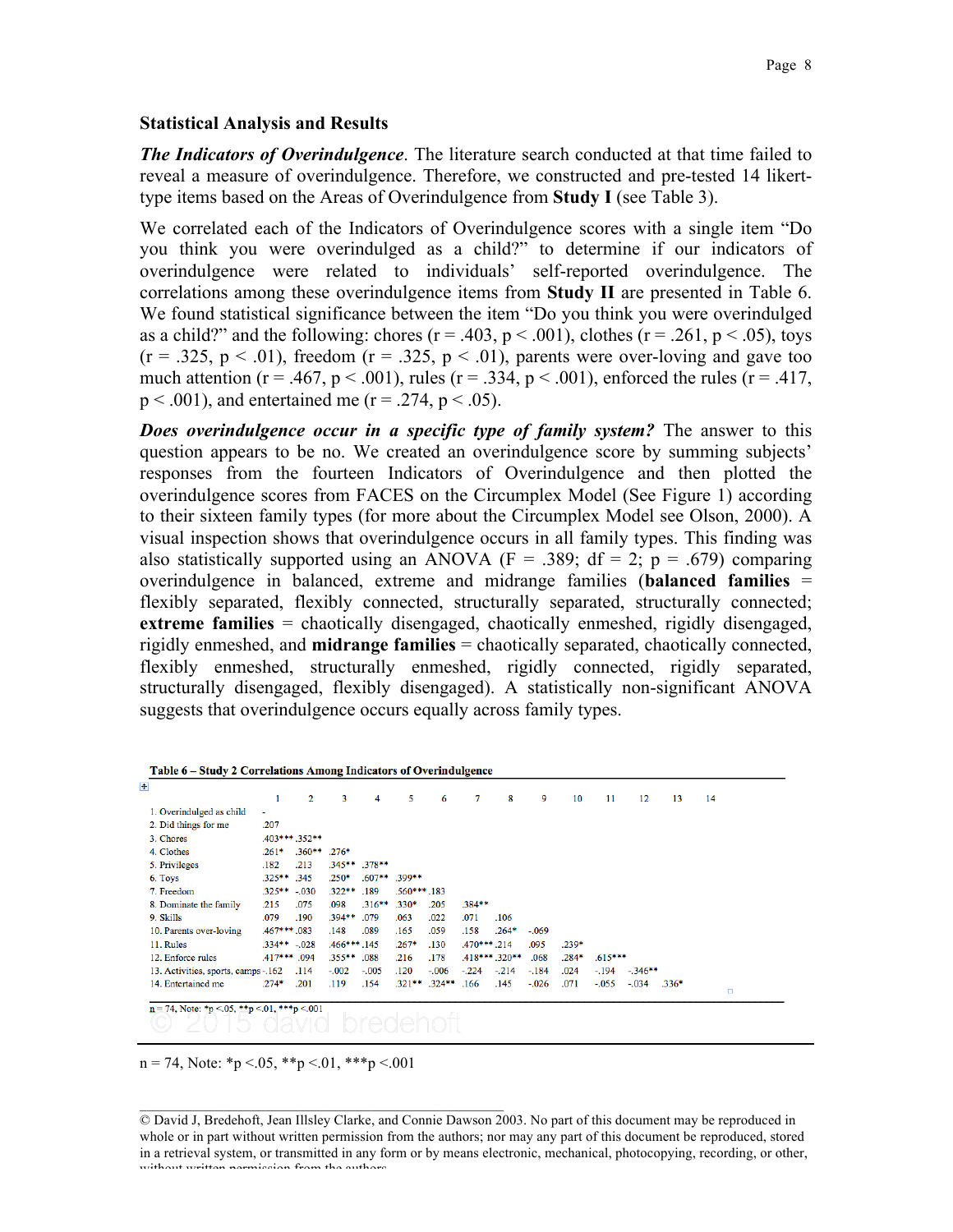### Statistical Analysis and Results

***The Indicators of Overindulgence***. The literature search conducted at that time failed to reveal a measure of overindulgence. Therefore, we constructed and pre-tested 14 likert-type items based on the Areas of Overindulgence from **Study I** (see Table 3).

We correlated each of the Indicators of Overindulgence scores with a single item "Do you think you were overindulged as a child?" to determine if our indicators of overindulgence were related to individuals' self-reported overindulgence. The correlations among these overindulgence items from **Study II** are presented in Table 6. We found statistical significance between the item "Do you think you were overindulged as a child?" and the following: chores ($r = .403$, $p < .001$), clothes ($r = .261$, $p < .05$), toys ($r = .325$, $p < .01$), freedom ($r = .325$, $p < .01$), parents were over-loving and gave too much attention ($r = .467$, $p < .001$), rules ($r = .334$, $p < .001$), enforced the rules ($r = .417$, $p < .001$), and entertained me ($r = .274$, $p < .05$).

***Does overindulgence occur in a specific type of family system?*** The answer to this question appears to be no. We created an overindulgence score by summing subjects' responses from the fourteen Indicators of Overindulgence and then plotted the overindulgence scores from FACES on the Circumplex Model (See Figure 1) according to their sixteen family types (for more about the Circumplex Model see Olson, 2000). A visual inspection shows that overindulgence occurs in all family types. This finding was also statistically supported using an ANOVA ($F = .389$; $df = 2$; $p = .679$) comparing overindulgence in balanced, extreme and midrange families (**balanced families** = flexibly separated, flexibly connected, structurally separated, structurally connected; **extreme families** = chaotically disengaged, chaotically enmeshed, rigidly disengaged, rigidly enmeshed, and **midrange families** = chaotically separated, chaotically connected, flexibly enmeshed, structurally enmeshed, rigidly connected, rigidly separated, structurally disengaged, flexibly disengaged). A statistically non-significant ANOVA suggests that overindulgence occurs equally across family types.

**Table 6 – Study 2 Correlations Among Indicators of Overindulgence**

| | 1 | 2 | 3 | 4 | 5 | 6 | 7 | 8 | 9 | 10 | 11 | 12 | 13 | 14 |
|---|---|---|---|---|---|---|---|---|---|---|---|---|---|---|
| 1. Overindulged as child | - | | | | | | | | | | | | | |
| 2. Did things for me | .207 | | | | | | | | | | | | | |
| 3. Chores | .403*** | .352** | | | | | | | | | | | | |
| 4. Clothes | .261* | .360** | .276* | | | | | | | | | | | |
| 5. Privileges | .182 | .213 | .345** | .378** | | | | | | | | | | |
| 6. Toys | .325** | .345 | .250* | .607** | .399** | | | | | | | | | |
| 7. Freedom | .325** | -.030 | .322** | .189 | .560*** | .183 | | | | | | | | |
| 8. Dominate the family | .215 | .075 | .098 | .316** | .330* | .205 | .384** | | | | | | | |
| 9. Skills | .079 | .190 | .394** | .079 | .063 | .022 | .071 | .106 | | | | | | |
| 10. Parents over-loving | .467*** | .083 | .148 | .089 | .165 | .059 | .158 | .264* | -.069 | | | | | |
| 11. Rules | .334** | -.028 | .466*** | .145 | .267* | .130 | .470*** | .214 | .095 | .239* | | | | |
| 12. Enforce rules | .417*** | .094 | .355** | .088 | .216 | .178 | .418*** | .320** | .068 | .284* | .615*** | | | |
| 13. Activities, sports, camps | -.162 | .114 | -.002 | -.005 | .120 | -.006 | -.224 | -.214 | -.184 | .024 | -.194 | -.346** | | |
| 14. Entertained me | .274* | .201 | .119 | .154 | .321** | .324** | .166 | .145 | -.026 | .071 | -.055 | -.034 | .336* | |

n = 74, Note: *p <.05, **p <.01, ***p <.001

n = 74, Note: *p <.05, **p <.01, ***p <.001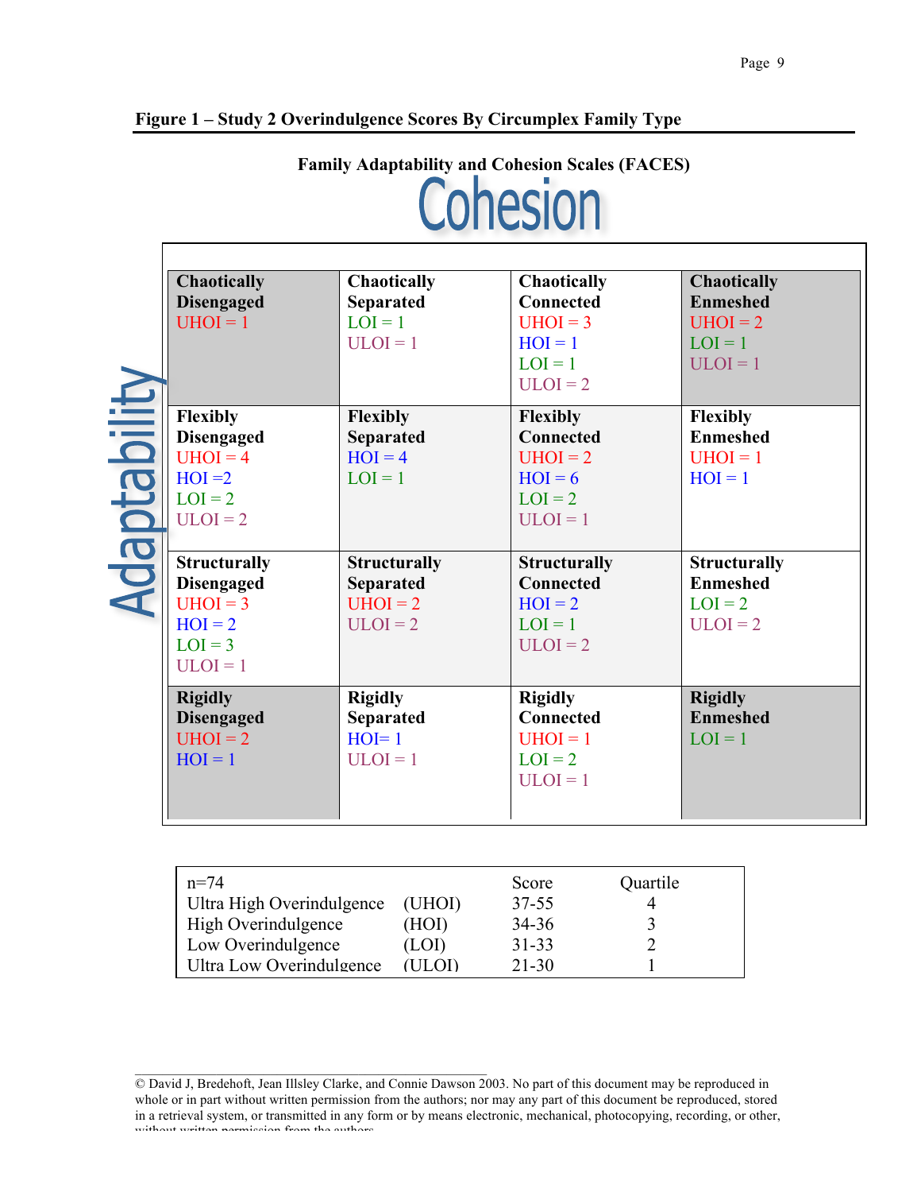**Figure 1 – Study 2 Overindulgence Scores By Circumplex Family Type**

**Family Adaptability and Cohesion Scales (FACES)**

Cohesion

Adaptability

| | | | |
|---|---|---|---|
| **Chaotically Disengaged**<br>UHOI = 1 | **Chaotically Separated**<br>LOI = 1<br>ULOI = 1 | **Chaotically Connected**<br>UHOI = 3<br>HOI = 1<br>LOI = 1<br>ULOI = 2 | **Chaotically Enmeshed**<br>UHOI = 2<br>LOI = 1<br>ULOI = 1 |
| **Flexibly Disengaged**<br>UHOI = 4<br>HOI =2<br>LOI = 2<br>ULOI = 2 | **Flexibly Separated**<br>HOI = 4<br>LOI = 1 | **Flexibly Connected**<br>UHOI = 2<br>HOI = 6<br>LOI = 2<br>ULOI = 1 | **Flexibly Enmeshed**<br>UHOI = 1<br>HOI = 1 |
| **Structurally Disengaged**<br>UHOI = 3<br>HOI = 2<br>LOI = 3<br>ULOI = 1 | **Structurally Separated**<br>UHOI = 2<br>ULOI = 2 | **Structurally Connected**<br>HOI = 2<br>LOI = 1<br>ULOI = 2 | **Structurally Enmeshed**<br>LOI = 2<br>ULOI = 2 |
| **Rigidly Disengaged**<br>UHOI = 2<br>HOI = 1 | **Rigidly Separated**<br>HOI= 1<br>ULOI = 1 | **Rigidly Connected**<br>UHOI = 1<br>LOI = 2<br>ULOI = 1 | **Rigidly Enmeshed**<br>LOI = 1 |

| n=74 | | Score | Quartile |
|---|---|---|---|
| Ultra High Overindulgence | (UHOI) | 37-55 | 4 |
| High Overindulgence | (HOI) | 34-36 | 3 |
| Low Overindulgence | (LOI) | 31-33 | 2 |
| Ultra Low Overindulgence | (ULOI) | 21-30 | 1 |

© David J, Bredehoft, Jean Illsley Clarke, and Connie Dawson 2003. No part of this document may be reproduced in whole or in part without written permission from the authors; nor may any part of this document be reproduced, stored in a retrieval system, or transmitted in any form or by means electronic, mechanical, photocopying, recording, or other, without written permission from the authors.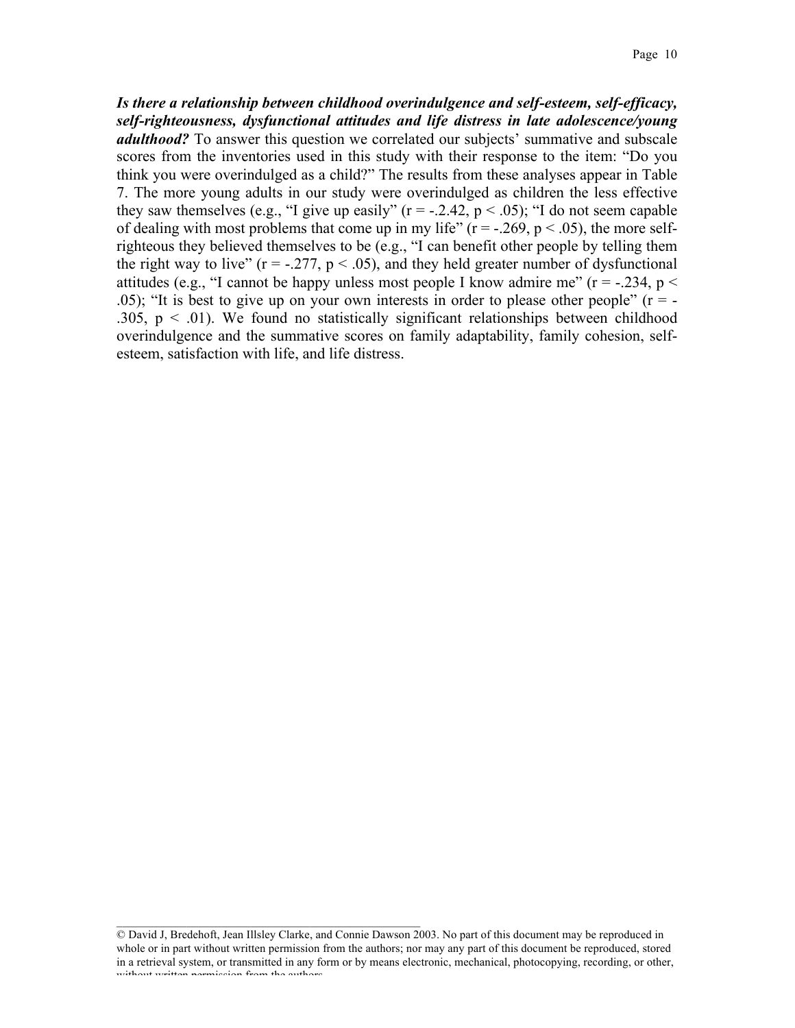***Is there a relationship between childhood overindulgence and self-esteem, self-efficacy, self-righteousness, dysfunctional attitudes and life distress in late adolescence/young adulthood?*** To answer this question we correlated our subjects' summative and subscale scores from the inventories used in this study with their response to the item: "Do you think you were overindulged as a child?" The results from these analyses appear in Table 7. The more young adults in our study were overindulged as children the less effective they saw themselves (e.g., "I give up easily" ($r = -.2.42$, $p < .05$); "I do not seem capable of dealing with most problems that come up in my life" ($r = -.269$, $p < .05$), the more self-righteous they believed themselves to be (e.g., "I can benefit other people by telling them the right way to live" ($r = -.277$, $p < .05$), and they held greater number of dysfunctional attitudes (e.g., "I cannot be happy unless most people I know admire me" ($r = -.234$, $p < .05$); "It is best to give up on your own interests in order to please other people" ($r = -.305$, $p < .01$). We found no statistically significant relationships between childhood overindulgence and the summative scores on family adaptability, family cohesion, self-esteem, satisfaction with life, and life distress.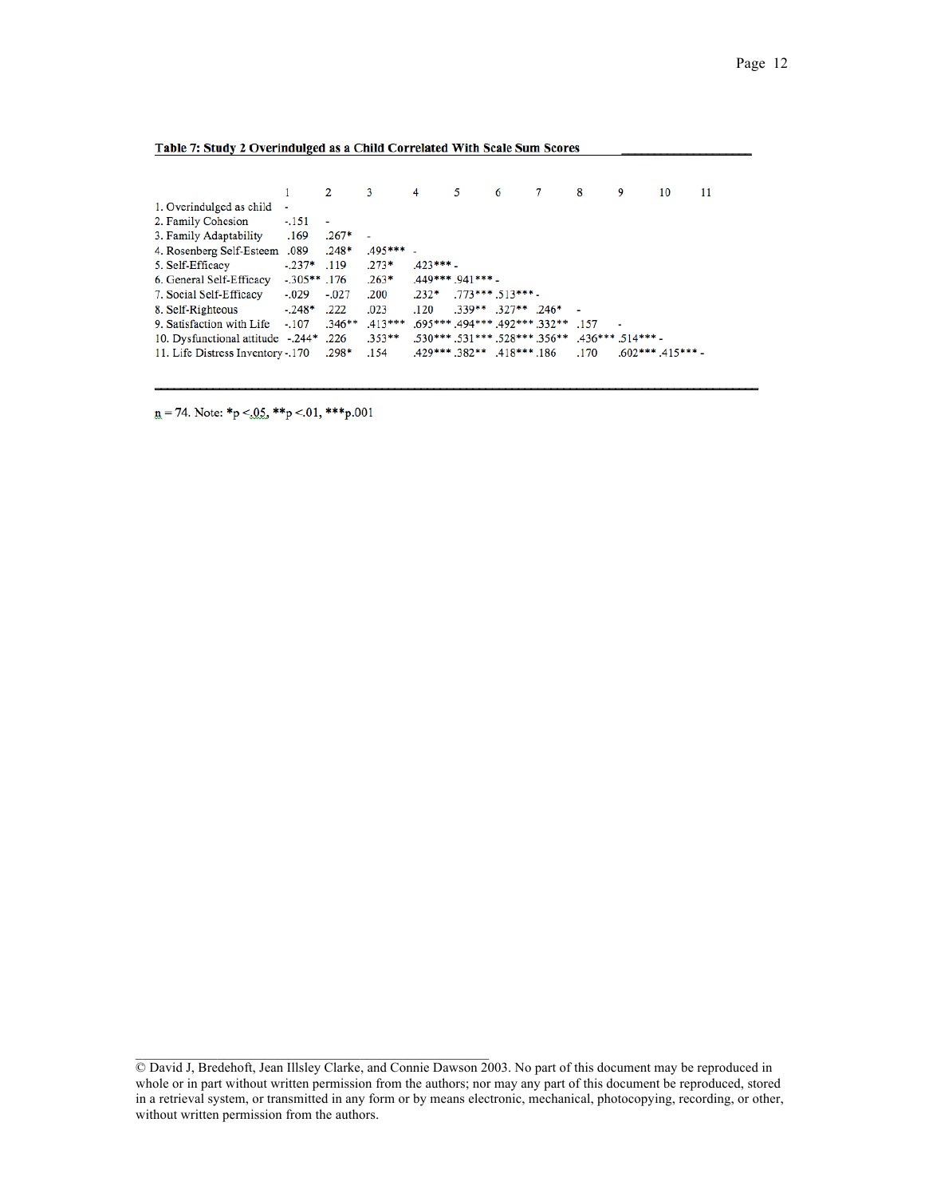**Table 7: Study 2 Overindulged as a Child Correlated With Scale Sum Scores**

| | 1 | 2 | 3 | 4 | 5 | 6 | 7 | 8 | 9 | 10 | 11 |
|---|---|---|---|---|---|---|---|---|---|---|---|
| 1. Overindulged as child | - | | | | | | | | | | |
| 2. Family Cohesion | -.151 | - | | | | | | | | | |
| 3. Family Adaptability | .169 | .267* | - | | | | | | | | |
| 4. Rosenberg Self-Esteem | .089 | .248* | .495*** | - | | | | | | | |
| 5. Self-Efficacy | -.237* | .119 | .273* | .423*** | - | | | | | | |
| 6. General Self-Efficacy | -.305** | .176 | .263* | .449*** | .941*** | - | | | | | |
| 7. Social Self-Efficacy | -.029 | -.027 | .200 | .232* | .773*** | .513*** | - | | | | |
| 8. Self-Righteous | -.248* | .222 | .023 | .120 | .339** | .327** | .246* | - | | | |
| 9. Satisfaction with Life | -.107 | .346** | .413*** | .695*** | .494*** | .492*** | .332** | .157 | - | | |
| 10. Dysfunctional attitude | -.244* | .226 | .353** | .530*** | .531*** | .528*** | .356** | .436*** | .514*** | - | |
| 11. Life Distress Inventory | -.170 | .298* | .154 | .429*** | .382** | .418*** | .186 | .170 | .602*** | .415*** | - |

n = 74. Note: *p <.05, **p <.01, ***p.001

© David J, Bredehoft, Jean Illsley Clarke, and Connie Dawson 2003. No part of this document may be reproduced in whole or in part without written permission from the authors; nor may any part of this document be reproduced, stored in a retrieval system, or transmitted in any form or by means electronic, mechanical, photocopying, recording, or other, without written permission from the authors.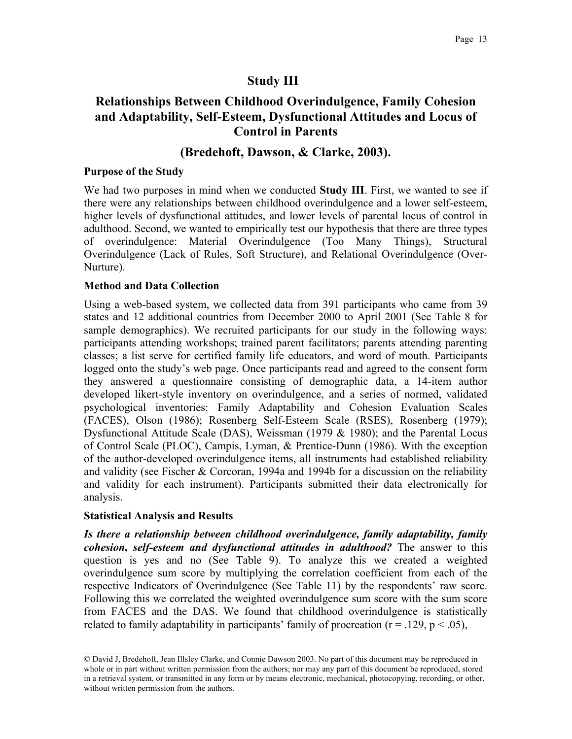# Study III

## Relationships Between Childhood Overindulgence, Family Cohesion and Adaptability, Self-Esteem, Dysfunctional Attitudes and Locus of Control in Parents

## (Bredehoft, Dawson, & Clarke, 2003).

### Purpose of the Study

We had two purposes in mind when we conducted **Study III**. First, we wanted to see if there were any relationships between childhood overindulgence and a lower self-esteem, higher levels of dysfunctional attitudes, and lower levels of parental locus of control in adulthood. Second, we wanted to empirically test our hypothesis that there are three types of overindulgence: Material Overindulgence (Too Many Things), Structural Overindulgence (Lack of Rules, Soft Structure), and Relational Overindulgence (Over-Nurture).

### Method and Data Collection

Using a web-based system, we collected data from 391 participants who came from 39 states and 12 additional countries from December 2000 to April 2001 (See Table 8 for sample demographics). We recruited participants for our study in the following ways: participants attending workshops; trained parent facilitators; parents attending parenting classes; a list serve for certified family life educators, and word of mouth. Participants logged onto the study's web page. Once participants read and agreed to the consent form they answered a questionnaire consisting of demographic data, a 14-item author developed likert-style inventory on overindulgence, and a series of normed, validated psychological inventories: Family Adaptability and Cohesion Evaluation Scales (FACES), Olson (1986); Rosenberg Self-Esteem Scale (RSES), Rosenberg (1979); Dysfunctional Attitude Scale (DAS), Weissman (1979 & 1980); and the Parental Locus of Control Scale (PLOC), Campis, Lyman, & Prentice-Dunn (1986). With the exception of the author-developed overindulgence items, all instruments had established reliability and validity (see Fischer & Corcoran, 1994a and 1994b for a discussion on the reliability and validity for each instrument). Participants submitted their data electronically for analysis.

### Statistical Analysis and Results

***Is there a relationship between childhood overindulgence, family adaptability, family cohesion, self-esteem and dysfunctional attitudes in adulthood?*** The answer to this question is yes and no (See Table 9). To analyze this we created a weighted overindulgence sum score by multiplying the correlation coefficient from each of the respective Indicators of Overindulgence (See Table 11) by the respondents' raw score. Following this we correlated the weighted overindulgence sum score with the sum score from FACES and the DAS. We found that childhood overindulgence is statistically related to family adaptability in participants' family of procreation ($r = .129$, $p < .05$),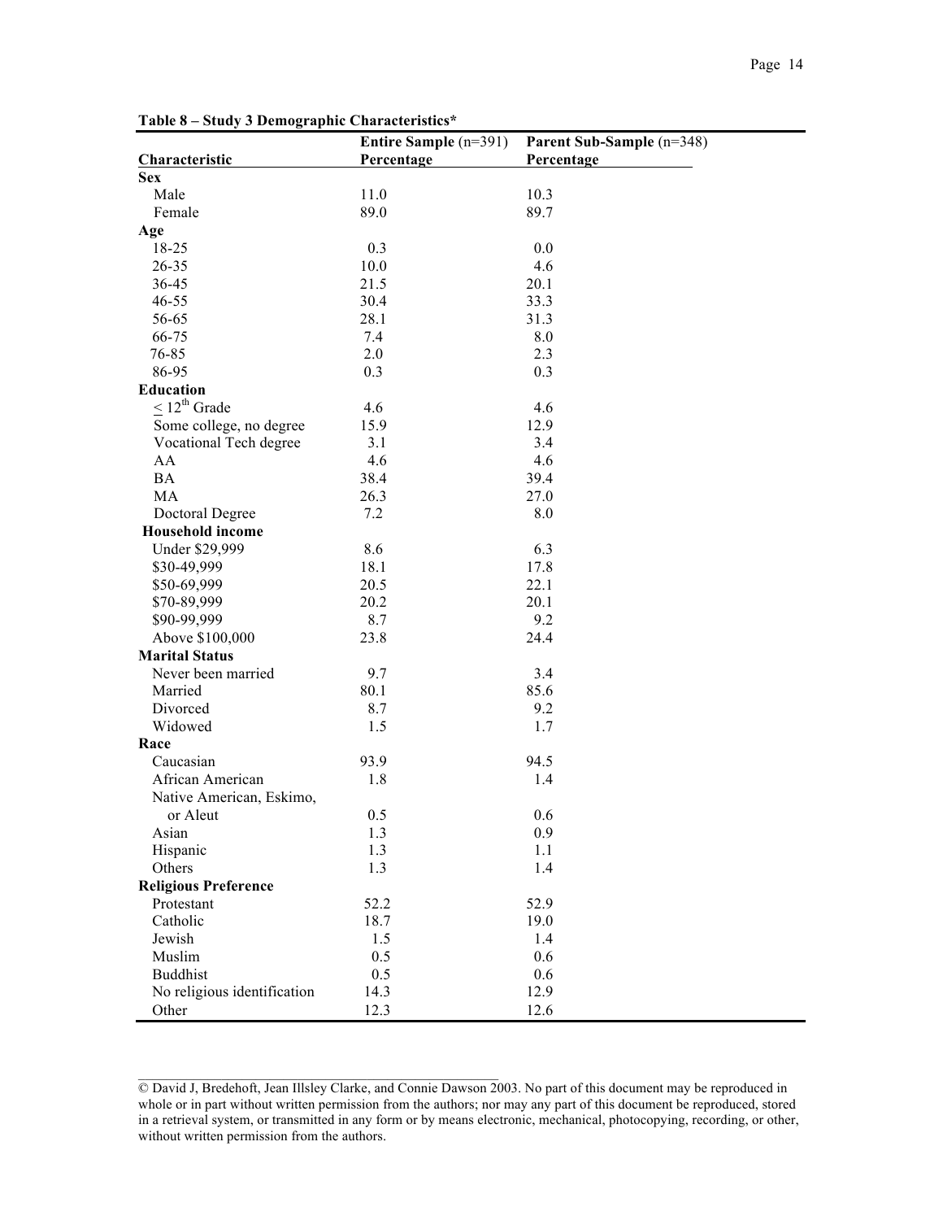**Table 8 – Study 3 Demographic Characteristics***

| Characteristic | Entire Sample (n=391) Percentage | Parent Sub-Sample (n=348) Percentage |
|---|---|---|
| **Sex** | | |
| Male | 11.0 | 10.3 |
| Female | 89.0 | 89.7 |
| **Age** | | |
| 18-25 | 0.3 | 0.0 |
| 26-35 | 10.0 | 4.6 |
| 36-45 | 21.5 | 20.1 |
| 46-55 | 30.4 | 33.3 |
| 56-65 | 28.1 | 31.3 |
| 66-75 | 7.4 | 8.0 |
| 76-85 | 2.0 | 2.3 |
| 86-95 | 0.3 | 0.3 |
| **Education** | | |
| ≤ 12th Grade | 4.6 | 4.6 |
| Some college, no degree | 15.9 | 12.9 |
| Vocational Tech degree | 3.1 | 3.4 |
| AA | 4.6 | 4.6 |
| BA | 38.4 | 39.4 |
| MA | 26.3 | 27.0 |
| Doctoral Degree | 7.2 | 8.0 |
| **Household income** | | |
| Under $29,999 | 8.6 | 6.3 |
| $30-49,999 | 18.1 | 17.8 |
| $50-69,999 | 20.5 | 22.1 |
| $70-89,999 | 20.2 | 20.1 |
| $90-99,999 | 8.7 | 9.2 |
| Above $100,000 | 23.8 | 24.4 |
| **Marital Status** | | |
| Never been married | 9.7 | 3.4 |
| Married | 80.1 | 85.6 |
| Divorced | 8.7 | 9.2 |
| Widowed | 1.5 | 1.7 |
| **Race** | | |
| Caucasian | 93.9 | 94.5 |
| African American | 1.8 | 1.4 |
| Native American, Eskimo, or Aleut | 0.5 | 0.6 |
| Asian | 1.3 | 0.9 |
| Hispanic | 1.3 | 1.1 |
| Others | 1.3 | 1.4 |
| **Religious Preference** | | |
| Protestant | 52.2 | 52.9 |
| Catholic | 18.7 | 19.0 |
| Jewish | 1.5 | 1.4 |
| Muslim | 0.5 | 0.6 |
| Buddhist | 0.5 | 0.6 |
| No religious identification | 14.3 | 12.9 |
| Other | 12.3 | 12.6 |

© David J, Bredehoft, Jean Illsley Clarke, and Connie Dawson 2003. No part of this document may be reproduced in whole or in part without written permission from the authors; nor may any part of this document be reproduced, stored in a retrieval system, or transmitted in any form or by means electronic, mechanical, photocopying, recording, or other, without written permission from the authors.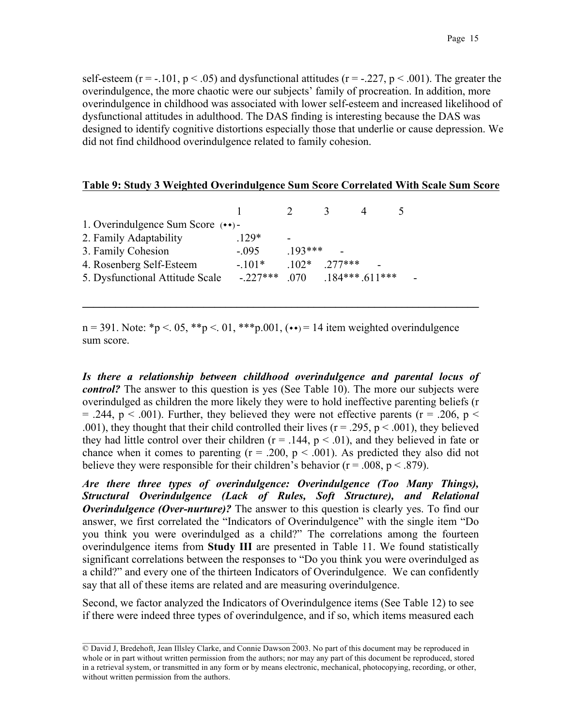self-esteem ($r = -.101$, $p < .05$) and dysfunctional attitudes ($r = -.227$, $p < .001$). The greater the overindulgence, the more chaotic were our subjects' family of procreation. In addition, more overindulgence in childhood was associated with lower self-esteem and increased likelihood of dysfunctional attitudes in adulthood. The DAS finding is interesting because the DAS was designed to identify cognitive distortions especially those that underlie or cause depression. We did not find childhood overindulgence related to family cohesion.

**Table 9: Study 3 Weighted Overindulgence Sum Score Correlated With Scale Sum Score**

| | 1 | 2 | 3 | 4 | 5 |
|---|---|---|---|---|---|
| 1. Overindulgence Sum Score (♦♦) | - | | | | |
| 2. Family Adaptability | .129* | - | | | |
| 3. Family Cohesion | -.095 | .193*** | - | | |
| 4. Rosenberg Self-Esteem | -.101* | .102* | .277*** | - | |
| 5. Dysfunctional Attitude Scale | -.227*** | .070 | .184*** | .611*** | - |

n = 391. Note: *p <. 05, **p <. 01, ***p.001, (♦♦) = 14 item weighted overindulgence sum score.

***Is there a relationship between childhood overindulgence and parental locus of control?*** The answer to this question is yes (See Table 10). The more our subjects were overindulged as children the more likely they were to hold ineffective parenting beliefs ($r = .244$, $p < .001$). Further, they believed they were not effective parents ($r = .206$, $p < .001$), they thought that their child controlled their lives ($r = .295$, $p < .001$), they believed they had little control over their children ($r = .144$, $p < .01$), and they believed in fate or chance when it comes to parenting ($r = .200$, $p < .001$). As predicted they also did not believe they were responsible for their children's behavior ($r = .008$, $p < .879$).

***Are there three types of overindulgence: Overindulgence (Too Many Things), Structural Overindulgence (Lack of Rules, Soft Structure), and Relational Overindulgence (Over-nurture)?*** The answer to this question is clearly yes. To find our answer, we first correlated the "Indicators of Overindulgence" with the single item "Do you think you were overindulged as a child?" The correlations among the fourteen overindulgence items from **Study III** are presented in Table 11. We found statistically significant correlations between the responses to "Do you think you were overindulged as a child?" and every one of the thirteen Indicators of Overindulgence. We can confidently say that all of these items are related and are measuring overindulgence.

Second, we factor analyzed the Indicators of Overindulgence items (See Table 12) to see if there were indeed three types of overindulgence, and if so, which items measured each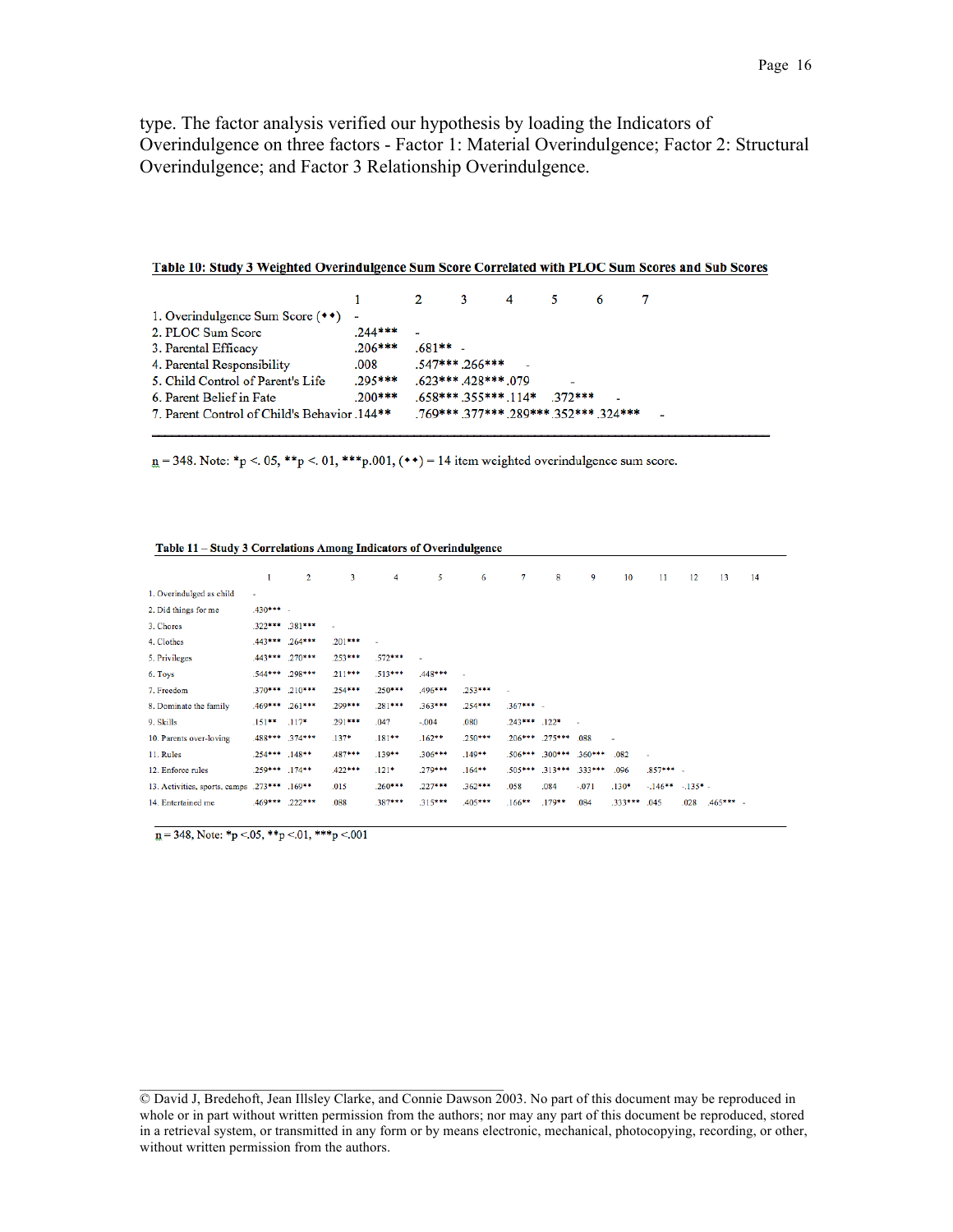type. The factor analysis verified our hypothesis by loading the Indicators of Overindulgence on three factors - Factor 1: Material Overindulgence; Factor 2: Structural Overindulgence; and Factor 3 Relationship Overindulgence.

**Table 10: Study 3 Weighted Overindulgence Sum Score Correlated with PLOC Sum Scores and Sub Scores**

| | 1 | 2 | 3 | 4 | 5 | 6 | 7 |
|---|---|---|---|---|---|---|---|
| 1. Overindulgence Sum Score (♦♦) | - | | | | | | |
| 2. PLOC Sum Score | .244*** | - | | | | | |
| 3. Parental Efficacy | .206*** | .681** | - | | | | |
| 4. Parental Responsibility | .008 | .547*** | .266*** | - | | | |
| 5. Child Control of Parent's Life | .295*** | .623*** | .428*** | .079 | - | | |
| 6. Parent Belief in Fate | .200*** | .658*** | .355*** | .114* | .372*** | - | |
| 7. Parent Control of Child's Behavior | .144** | .769*** | .377*** | .289*** | .352*** | .324*** | - |

n = 348. Note: *p <. 05, **p <. 01, ***p.001, (♦♦) = 14 item weighted overindulgence sum score.

**Table 11 – Study 3 Correlations Among Indicators of Overindulgence**

| | 1 | 2 | 3 | 4 | 5 | 6 | 7 | 8 | 9 | 10 | 11 | 12 | 13 | 14 |
|---|---|---|---|---|---|---|---|---|---|---|---|---|---|---|
| 1. Overindulged as child | - | | | | | | | | | | | | | |
| 2. Did things for me | .430*** | - | | | | | | | | | | | | |
| 3. Chores | .322*** | .281*** | - | | | | | | | | | | | |
| 4. Clothes | .443*** | .264*** | .201*** | - | | | | | | | | | | |
| 5. Privileges | .443*** | .270*** | .253*** | .572*** | - | | | | | | | | | |
| 6. Toys | .544*** | .298*** | .211*** | .513*** | .448*** | - | | | | | | | | |
| 7. Freedom | .370*** | .210*** | .254*** | .250*** | .496*** | .253*** | - | | | | | | | |
| 8. Dominate the family | .469*** | .261*** | .299*** | .281*** | .363*** | .254*** | .367*** | - | | | | | | |
| 9. Skills | .151** | .117* | .291*** | .047 | -.004 | .080 | .243*** | .122* | - | | | | | |
| 10. Parents over-loving | .488*** | .374*** | .137* | .181** | .162** | .250*** | .206*** | .275*** | .088 | - | | | | |
| 11. Rules | .254*** | .148** | .487*** | .139** | .306*** | .149** | .506*** | .300*** | .360*** | .082 | - | | | |
| 12. Enforce rules | .259*** | .174** | .422*** | .121* | .279*** | .164** | .505*** | .313*** | .333*** | .096 | .857*** | - | | |
| 13. Activities, sports, camps | .273*** | .169** | .015 | .260*** | .227*** | .362*** | .058 | .084 | -.071 | .130* | -.146** | -.135* | - | |
| 14. Entertained me | .469*** | .222*** | .088 | .387*** | .315*** | .405*** | .166** | .179** | .084 | .333*** | .045 | .028 | .465*** | - |

n = 348, Note: *p <.05, **p <.01, ***p <.001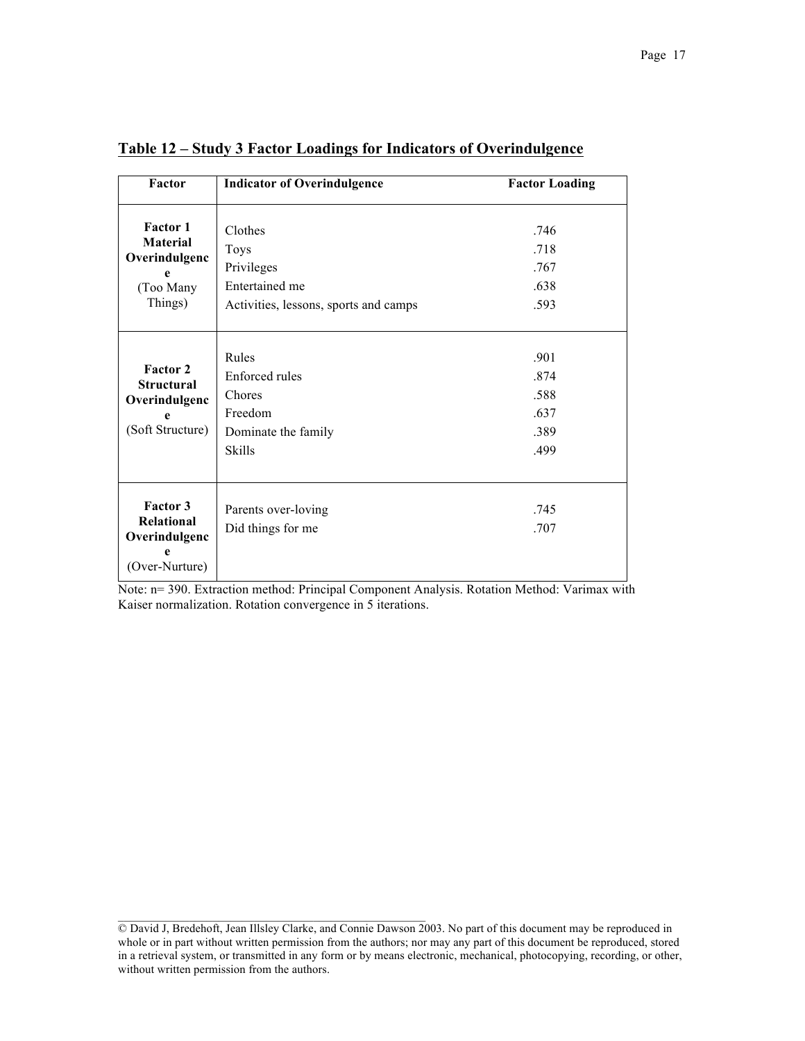## Table 12 – Study 3 Factor Loadings for Indicators of Overindulgence

| Factor | Indicator of Overindulgence | Factor Loading |
|---|---|---|
| **Factor 1 Material Overindulgence** (Too Many Things) | Clothes | .746 |
| | Toys | .718 |
| | Privileges | .767 |
| | Entertained me | .638 |
| | Activities, lessons, sports and camps | .593 |
| **Factor 2 Structural Overindulgence** (Soft Structure) | Rules | .901 |
| | Enforced rules | .874 |
| | Chores | .588 |
| | Freedom | .637 |
| | Dominate the family | .389 |
| | Skills | .499 |
| **Factor 3 Relational Overindulgence** (Over-Nurture) | Parents over-loving | .745 |
| | Did things for me | .707 |

Note: n= 390. Extraction method: Principal Component Analysis. Rotation Method: Varimax with Kaiser normalization. Rotation convergence in 5 iterations.

© David J, Bredehoft, Jean Illsley Clarke, and Connie Dawson 2003. No part of this document may be reproduced in whole or in part without written permission from the authors; nor may any part of this document be reproduced, stored in a retrieval system, or transmitted in any form or by means electronic, mechanical, photocopying, recording, or other, without written permission from the authors.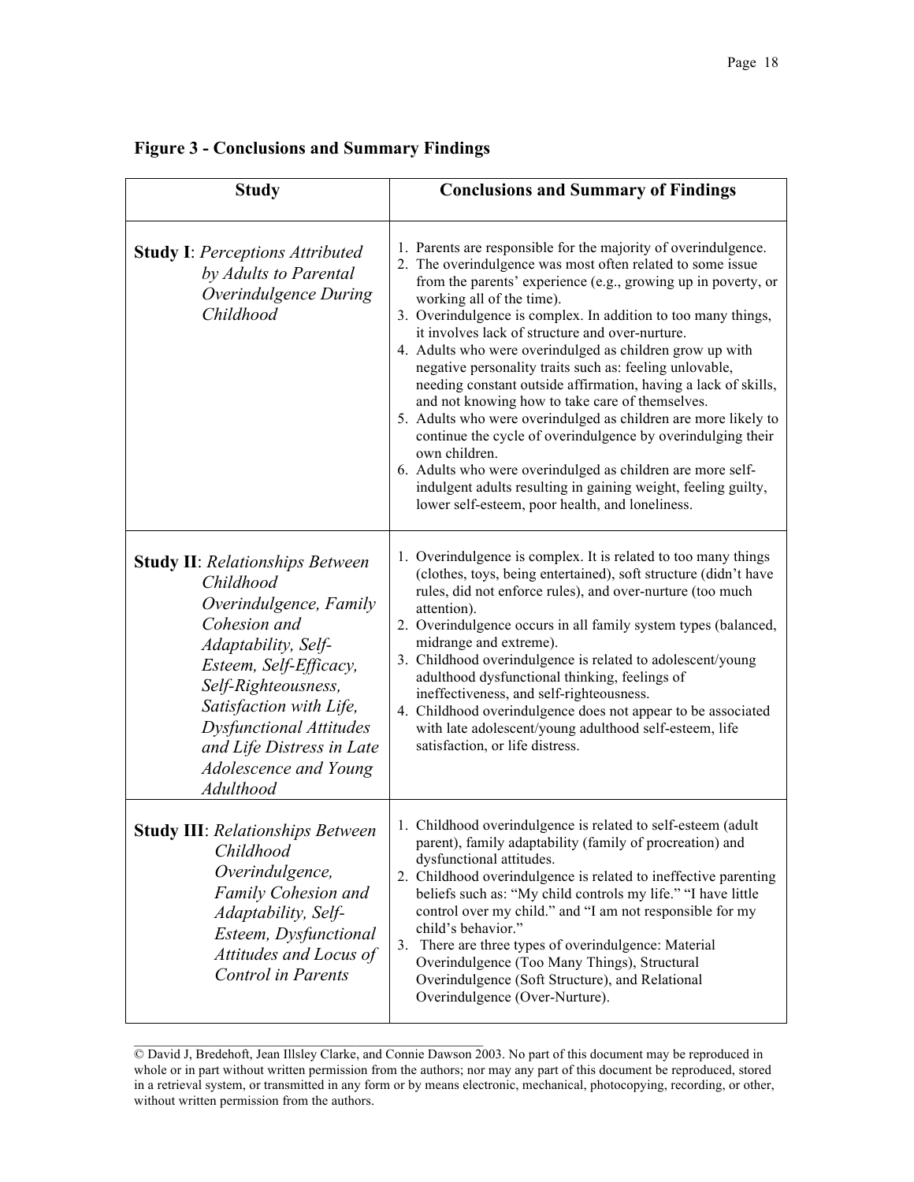**Figure 3 - Conclusions and Summary Findings**

| Study | Conclusions and Summary of Findings |
|---|---|
| **Study I**: *Perceptions Attributed by Adults to Parental Overindulgence During Childhood* | 1. Parents are responsible for the majority of overindulgence.<br>2. The overindulgence was most often related to some issue from the parents' experience (e.g., growing up in poverty, or working all of the time).<br>3. Overindulgence is complex. In addition to too many things, it involves lack of structure and over-nurture.<br>4. Adults who were overindulged as children grow up with negative personality traits such as: feeling unlovable, needing constant outside affirmation, having a lack of skills, and not knowing how to take care of themselves.<br>5. Adults who were overindulged as children are more likely to continue the cycle of overindulgence by overindulging their own children.<br>6. Adults who were overindulged as children are more self-indulgent adults resulting in gaining weight, feeling guilty, lower self-esteem, poor health, and loneliness. |
| **Study II**: *Relationships Between Childhood Overindulgence, Family Cohesion and Adaptability, Self-Esteem, Self-Efficacy, Self-Righteousness, Satisfaction with Life, Dysfunctional Attitudes and Life Distress in Late Adolescence and Young Adulthood* | 1. Overindulgence is complex. It is related to too many things (clothes, toys, being entertained), soft structure (didn't have rules, did not enforce rules), and over-nurture (too much attention).<br>2. Overindulgence occurs in all family system types (balanced, midrange and extreme).<br>3. Childhood overindulgence is related to adolescent/young adulthood dysfunctional thinking, feelings of ineffectiveness, and self-righteousness.<br>4. Childhood overindulgence does not appear to be associated with late adolescent/young adulthood self-esteem, life satisfaction, or life distress. |
| **Study III**: *Relationships Between Childhood Overindulgence, Family Cohesion and Adaptability, Self-Esteem, Dysfunctional Attitudes and Locus of Control in Parents* | 1. Childhood overindulgence is related to self-esteem (adult parent), family adaptability (family of procreation) and dysfunctional attitudes.<br>2. Childhood overindulgence is related to ineffective parenting beliefs such as: "My child controls my life." "I have little control over my child." and "I am not responsible for my child's behavior."<br>3. There are three types of overindulgence: Material Overindulgence (Too Many Things), Structural Overindulgence (Soft Structure), and Relational Overindulgence (Over-Nurture). |

© David J, Bredehoft, Jean Illsley Clarke, and Connie Dawson 2003. No part of this document may be reproduced in whole or in part without written permission from the authors; nor may any part of this document be reproduced, stored in a retrieval system, or transmitted in any form or by means electronic, mechanical, photocopying, recording, or other, without written permission from the authors.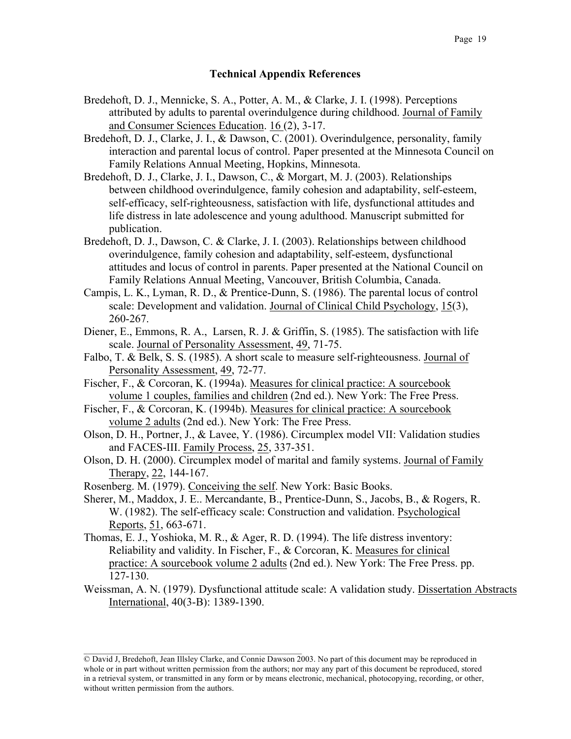## Technical Appendix References

Bredehoft, D. J., Mennicke, S. A., Potter, A. M., & Clarke, J. I. (1998). Perceptions attributed by adults to parental overindulgence during childhood. Journal of Family and Consumer Sciences Education. 16 (2), 3-17.

Bredehoft, D. J., Clarke, J. I., & Dawson, C. (2001). Overindulgence, personality, family interaction and parental locus of control. Paper presented at the Minnesota Council on Family Relations Annual Meeting, Hopkins, Minnesota.

Bredehoft, D. J., Clarke, J. I., Dawson, C., & Morgart, M. J. (2003). Relationships between childhood overindulgence, family cohesion and adaptability, self-esteem, self-efficacy, self-righteousness, satisfaction with life, dysfunctional attitudes and life distress in late adolescence and young adulthood. Manuscript submitted for publication.

Bredehoft, D. J., Dawson, C. & Clarke, J. I. (2003). Relationships between childhood overindulgence, family cohesion and adaptability, self-esteem, dysfunctional attitudes and locus of control in parents. Paper presented at the National Council on Family Relations Annual Meeting, Vancouver, British Columbia, Canada.

Campis, L. K., Lyman, R. D., & Prentice-Dunn, S. (1986). The parental locus of control scale: Development and validation. Journal of Clinical Child Psychology, 15(3), 260-267.

Diener, E., Emmons, R. A., Larsen, R. J. & Griffin, S. (1985). The satisfaction with life scale. Journal of Personality Assessment, 49, 71-75.

Falbo, T. & Belk, S. S. (1985). A short scale to measure self-righteousness. Journal of Personality Assessment, 49, 72-77.

Fischer, F., & Corcoran, K. (1994a). Measures for clinical practice: A sourcebook volume 1 couples, families and children (2nd ed.). New York: The Free Press.

Fischer, F., & Corcoran, K. (1994b). Measures for clinical practice: A sourcebook volume 2 adults (2nd ed.). New York: The Free Press.

Olson, D. H., Portner, J., & Lavee, Y. (1986). Circumplex model VII: Validation studies and FACES-III. Family Process, 25, 337-351.

Olson, D. H. (2000). Circumplex model of marital and family systems. Journal of Family Therapy, 22, 144-167.

Rosenberg. M. (1979). Conceiving the self. New York: Basic Books.

Sherer, M., Maddox, J. E.. Mercandante, B., Prentice-Dunn, S., Jacobs, B., & Rogers, R. W. (1982). The self-efficacy scale: Construction and validation. Psychological Reports, 51, 663-671.

Thomas, E. J., Yoshioka, M. R., & Ager, R. D. (1994). The life distress inventory: Reliability and validity. In Fischer, F., & Corcoran, K. Measures for clinical practice: A sourcebook volume 2 adults (2nd ed.). New York: The Free Press. pp. 127-130.

Weissman, A. N. (1979). Dysfunctional attitude scale: A validation study. Dissertation Abstracts International, 40(3-B): 1389-1390.

© David J, Bredehoft, Jean Illsley Clarke, and Connie Dawson 2003. No part of this document may be reproduced in whole or in part without written permission from the authors; nor may any part of this document be reproduced, stored in a retrieval system, or transmitted in any form or by means electronic, mechanical, photocopying, recording, or other, without written permission from the authors.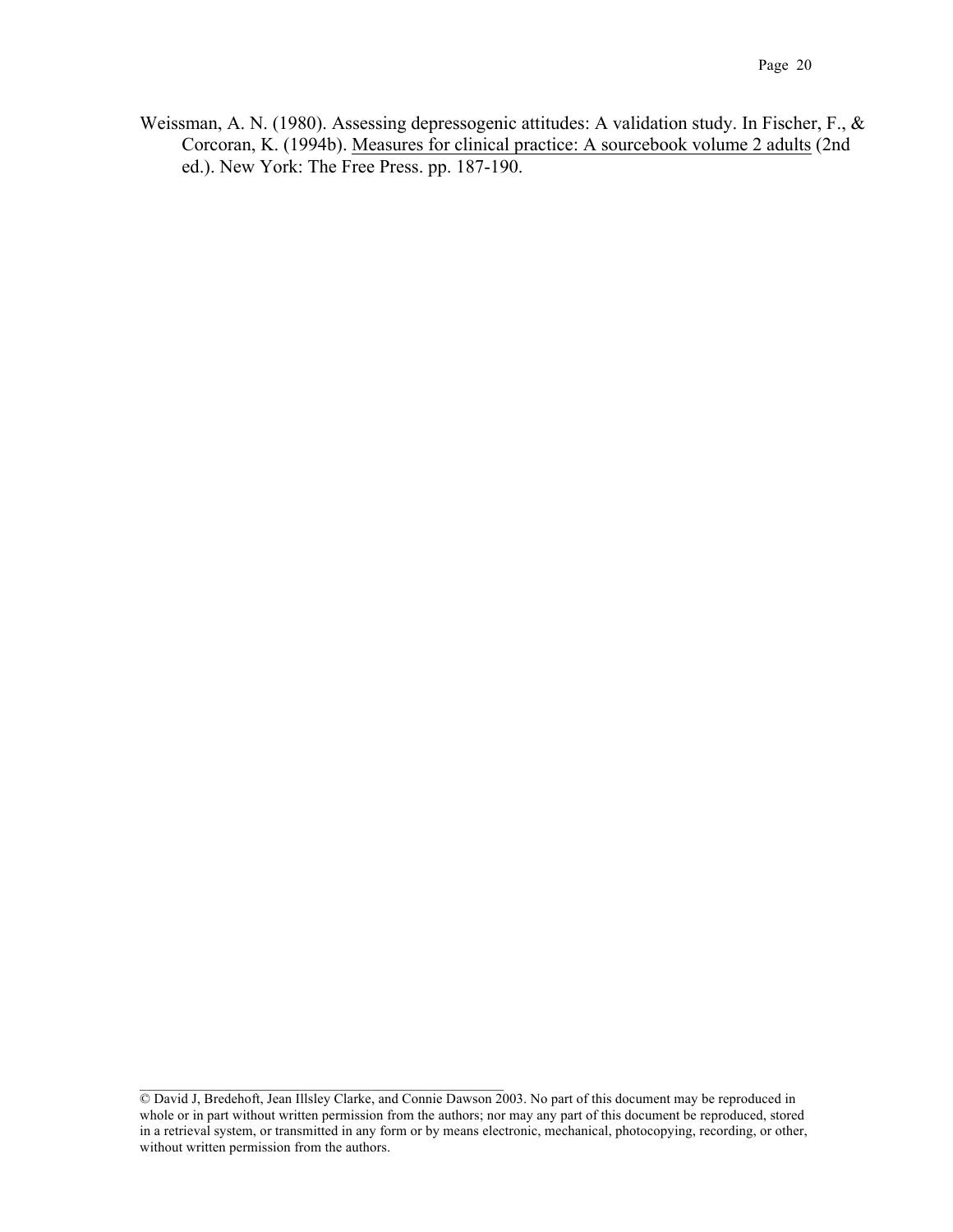Weissman, A. N. (1980). Assessing depressogenic attitudes: A validation study. In Fischer, F., & Corcoran, K. (1994b). Measures for clinical practice: A sourcebook volume 2 adults (2nd ed.). New York: The Free Press. pp. 187-190.

© David J, Bredehoft, Jean Illsley Clarke, and Connie Dawson 2003. No part of this document may be reproduced in whole or in part without written permission from the authors; nor may any part of this document be reproduced, stored in a retrieval system, or transmitted in any form or by means electronic, mechanical, photocopying, recording, or other, without written permission from the authors.